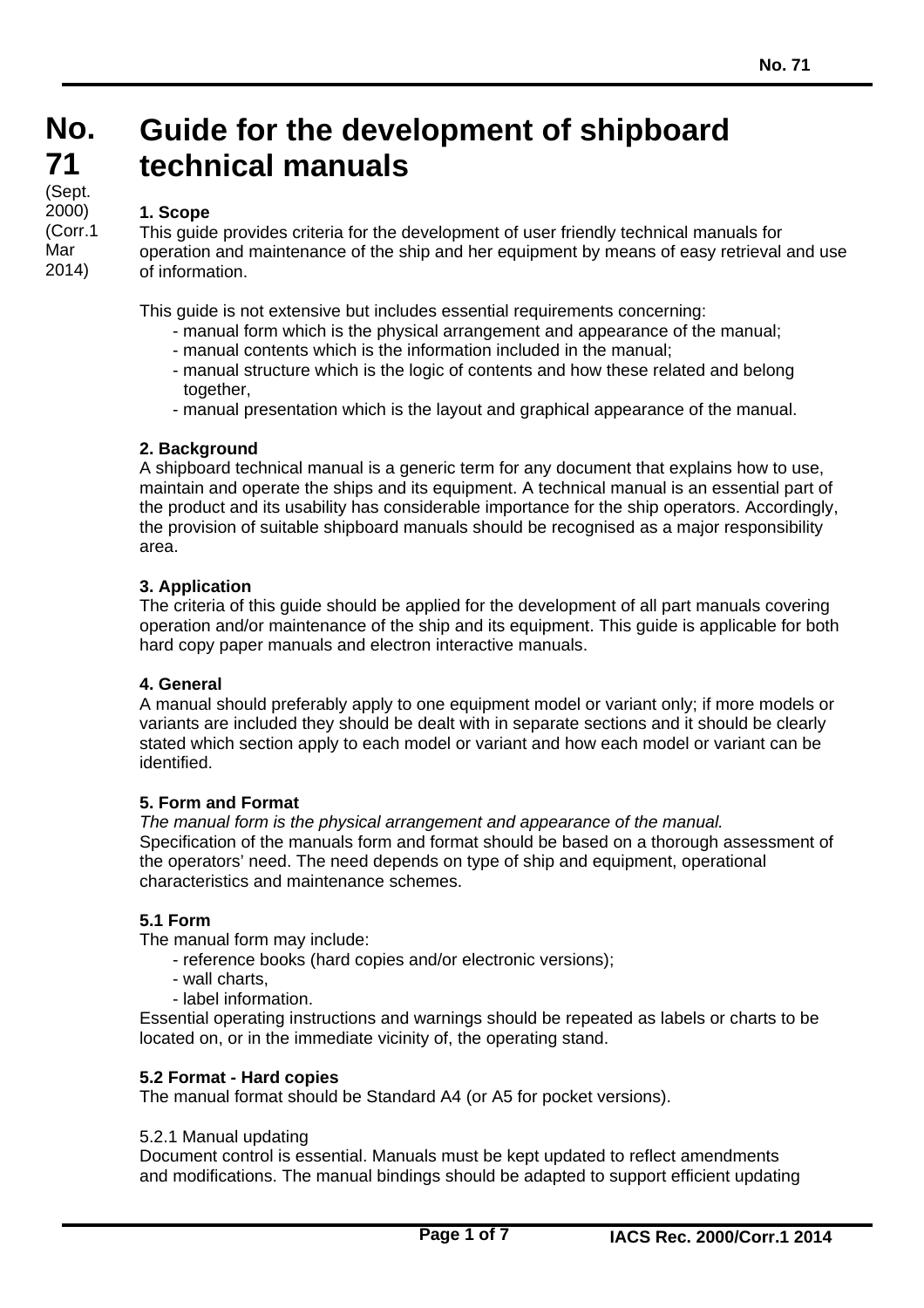# No. 71

(Sept. 2000)
(Corr.1 Mar 2014)

# Guide for the development of shipboard technical manuals

### 1. Scope

This guide provides criteria for the development of user friendly technical manuals for operation and maintenance of the ship and her equipment by means of easy retrieval and use of information.

This guide is not extensive but includes essential requirements concerning:

- manual form which is the physical arrangement and appearance of the manual;
- manual contents which is the information included in the manual;
- manual structure which is the logic of contents and how these related and belong together,
- manual presentation which is the layout and graphical appearance of the manual.

### 2. Background

A shipboard technical manual is a generic term for any document that explains how to use, maintain and operate the ships and its equipment. A technical manual is an essential part of the product and its usability has considerable importance for the ship operators. Accordingly, the provision of suitable shipboard manuals should be recognised as a major responsibility area.

### 3. Application

The criteria of this guide should be applied for the development of all part manuals covering operation and/or maintenance of the ship and its equipment. This guide is applicable for both hard copy paper manuals and electron interactive manuals.

### 4. General

A manual should preferably apply to one equipment model or variant only; if more models or variants are included they should be dealt with in separate sections and it should be clearly stated which section apply to each model or variant and how each model or variant can be identified.

### 5. Form and Format

*The manual form is the physical arrangement and appearance of the manual.*
Specification of the manuals form and format should be based on a thorough assessment of the operators' need. The need depends on type of ship and equipment, operational characteristics and maintenance schemes.

### 5.1 Form

The manual form may include:

- reference books (hard copies and/or electronic versions);
- wall charts,
- label information.

Essential operating instructions and warnings should be repeated as labels or charts to be located on, or in the immediate vicinity of, the operating stand.

### 5.2 Format - Hard copies

The manual format should be Standard A4 (or A5 for pocket versions).

5.2.1 Manual updating

Document control is essential. Manuals must be kept updated to reflect amendments and modifications. The manual bindings should be adapted to support efficient updating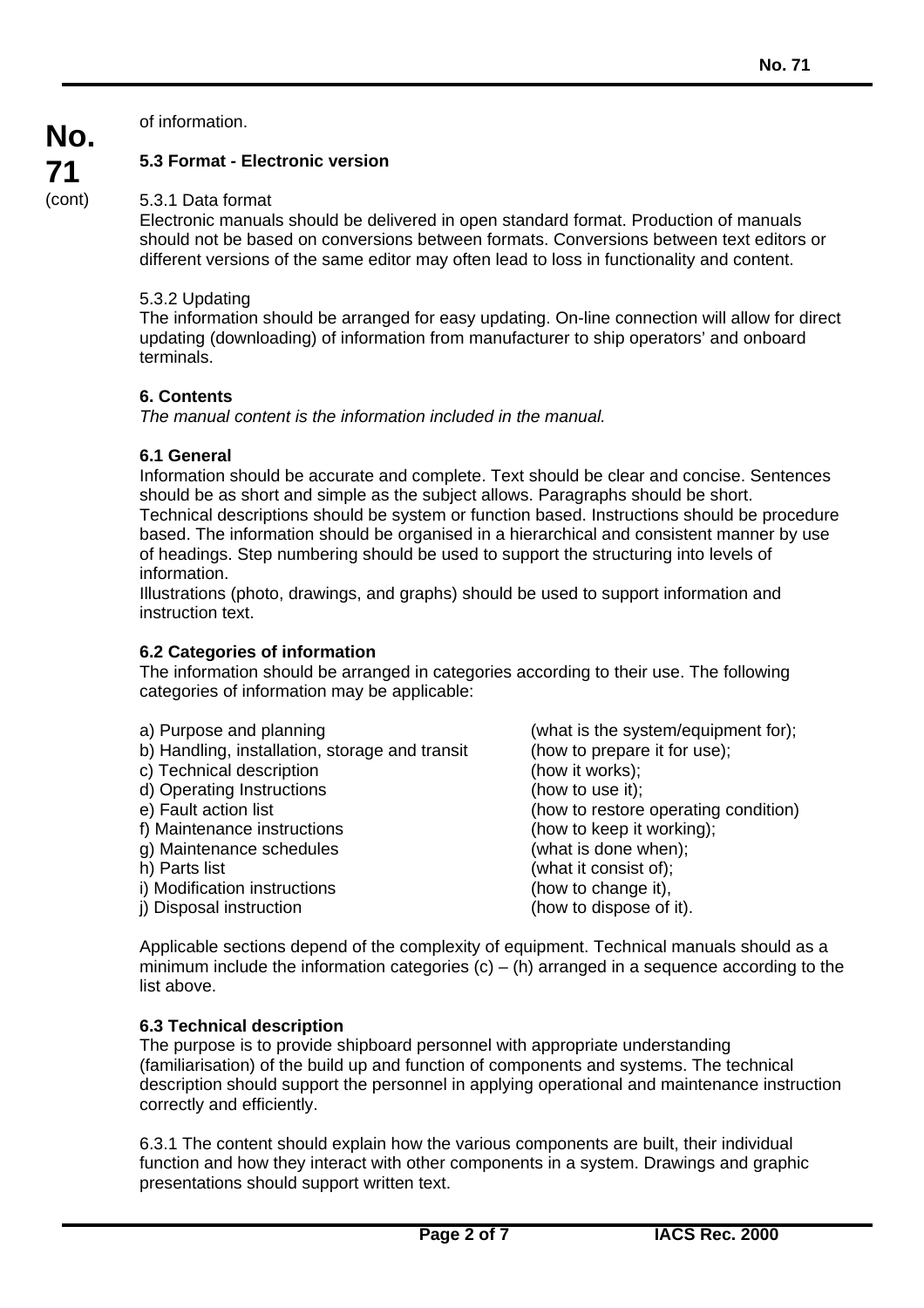of information.

### 5.3 Format - Electronic version

5.3.1 Data format
Electronic manuals should be delivered in open standard format. Production of manuals should not be based on conversions between formats. Conversions between text editors or different versions of the same editor may often lead to loss in functionality and content.

5.3.2 Updating
The information should be arranged for easy updating. On-line connection will allow for direct updating (downloading) of information from manufacturer to ship operators' and onboard terminals.

## 6. Contents

*The manual content is the information included in the manual.*

### 6.1 General

Information should be accurate and complete. Text should be clear and concise. Sentences should be as short and simple as the subject allows. Paragraphs should be short.
Technical descriptions should be system or function based. Instructions should be procedure based. The information should be organised in a hierarchical and consistent manner by use of headings. Step numbering should be used to support the structuring into levels of information.
Illustrations (photo, drawings, and graphs) should be used to support information and instruction text.

### 6.2 Categories of information

The information should be arranged in categories according to their use. The following categories of information may be applicable:

a) Purpose and planning (what is the system/equipment for);
b) Handling, installation, storage and transit (how to prepare it for use);
c) Technical description (how it works);
d) Operating Instructions (how to use it);
e) Fault action list (how to restore operating condition)
f) Maintenance instructions (how to keep it working);
g) Maintenance schedules (what is done when);
h) Parts list (what it consist of);
i) Modification instructions (how to change it),
j) Disposal instruction (how to dispose of it).

Applicable sections depend of the complexity of equipment. Technical manuals should as a minimum include the information categories (c) – (h) arranged in a sequence according to the list above.

### 6.3 Technical description

The purpose is to provide shipboard personnel with appropriate understanding (familiarisation) of the build up and function of components and systems. The technical description should support the personnel in applying operational and maintenance instruction correctly and efficiently.

6.3.1 The content should explain how the various components are built, their individual function and how they interact with other components in a system. Drawings and graphic presentations should support written text.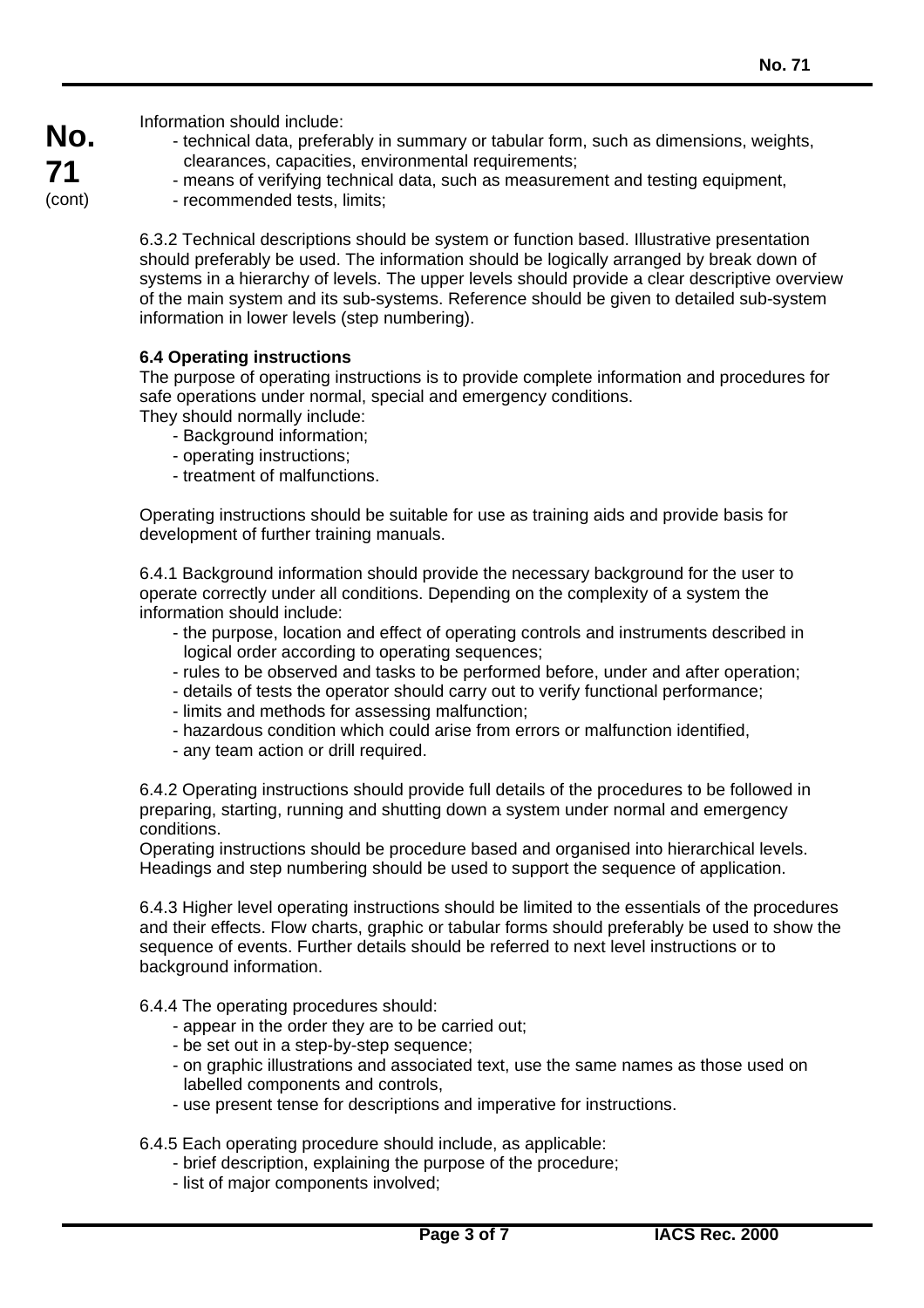Information should include:

- technical data, preferably in summary or tabular form, such as dimensions, weights, clearances, capacities, environmental requirements;
- means of verifying technical data, such as measurement and testing equipment,
- recommended tests, limits;

6.3.2 Technical descriptions should be system or function based. Illustrative presentation should preferably be used. The information should be logically arranged by break down of systems in a hierarchy of levels. The upper levels should provide a clear descriptive overview of the main system and its sub-systems. Reference should be given to detailed sub-system information in lower levels (step numbering).

**6.4 Operating instructions**

The purpose of operating instructions is to provide complete information and procedures for safe operations under normal, special and emergency conditions.
They should normally include:

- Background information;
- operating instructions;
- treatment of malfunctions.

Operating instructions should be suitable for use as training aids and provide basis for development of further training manuals.

6.4.1 Background information should provide the necessary background for the user to operate correctly under all conditions. Depending on the complexity of a system the information should include:

- the purpose, location and effect of operating controls and instruments described in logical order according to operating sequences;
- rules to be observed and tasks to be performed before, under and after operation;
- details of tests the operator should carry out to verify functional performance;
- limits and methods for assessing malfunction;
- hazardous condition which could arise from errors or malfunction identified,
- any team action or drill required.

6.4.2 Operating instructions should provide full details of the procedures to be followed in preparing, starting, running and shutting down a system under normal and emergency conditions.
Operating instructions should be procedure based and organised into hierarchical levels. Headings and step numbering should be used to support the sequence of application.

6.4.3 Higher level operating instructions should be limited to the essentials of the procedures and their effects. Flow charts, graphic or tabular forms should preferably be used to show the sequence of events. Further details should be referred to next level instructions or to background information.

6.4.4 The operating procedures should:

- appear in the order they are to be carried out;
- be set out in a step-by-step sequence;
- on graphic illustrations and associated text, use the same names as those used on labelled components and controls,
- use present tense for descriptions and imperative for instructions.

6.4.5 Each operating procedure should include, as applicable:

- brief description, explaining the purpose of the procedure;
- list of major components involved;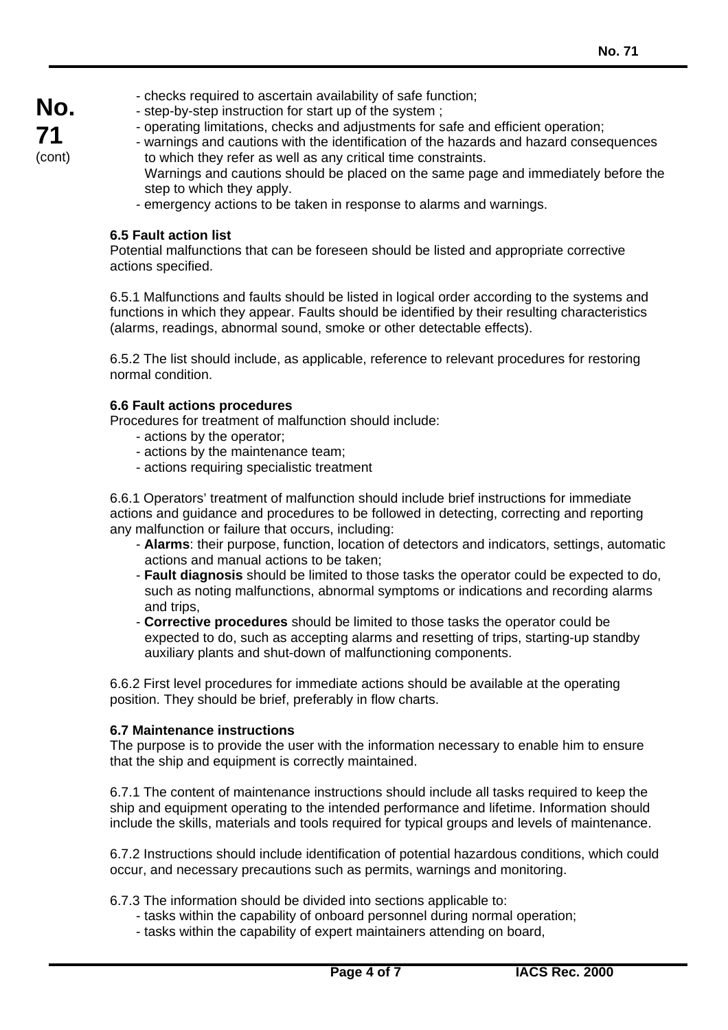- checks required to ascertain availability of safe function;
- step-by-step instruction for start up of the system ;
- operating limitations, checks and adjustments for safe and efficient operation;
- warnings and cautions with the identification of the hazards and hazard consequences to which they refer as well as any critical time constraints.
  Warnings and cautions should be placed on the same page and immediately before the step to which they apply.
- emergency actions to be taken in response to alarms and warnings.

**6.5 Fault action list**

Potential malfunctions that can be foreseen should be listed and appropriate corrective actions specified.

6.5.1 Malfunctions and faults should be listed in logical order according to the systems and functions in which they appear. Faults should be identified by their resulting characteristics (alarms, readings, abnormal sound, smoke or other detectable effects).

6.5.2 The list should include, as applicable, reference to relevant procedures for restoring normal condition.

**6.6 Fault actions procedures**

Procedures for treatment of malfunction should include:

- actions by the operator;
- actions by the maintenance team;
- actions requiring specialistic treatment

6.6.1 Operators' treatment of malfunction should include brief instructions for immediate actions and guidance and procedures to be followed in detecting, correcting and reporting any malfunction or failure that occurs, including:

- **Alarms**: their purpose, function, location of detectors and indicators, settings, automatic actions and manual actions to be taken;
- **Fault diagnosis** should be limited to those tasks the operator could be expected to do, such as noting malfunctions, abnormal symptoms or indications and recording alarms and trips,
- **Corrective procedures** should be limited to those tasks the operator could be expected to do, such as accepting alarms and resetting of trips, starting-up standby auxiliary plants and shut-down of malfunctioning components.

6.6.2 First level procedures for immediate actions should be available at the operating position. They should be brief, preferably in flow charts.

**6.7 Maintenance instructions**

The purpose is to provide the user with the information necessary to enable him to ensure that the ship and equipment is correctly maintained.

6.7.1 The content of maintenance instructions should include all tasks required to keep the ship and equipment operating to the intended performance and lifetime. Information should include the skills, materials and tools required for typical groups and levels of maintenance.

6.7.2 Instructions should include identification of potential hazardous conditions, which could occur, and necessary precautions such as permits, warnings and monitoring.

6.7.3 The information should be divided into sections applicable to:

- tasks within the capability of onboard personnel during normal operation;
- tasks within the capability of expert maintainers attending on board,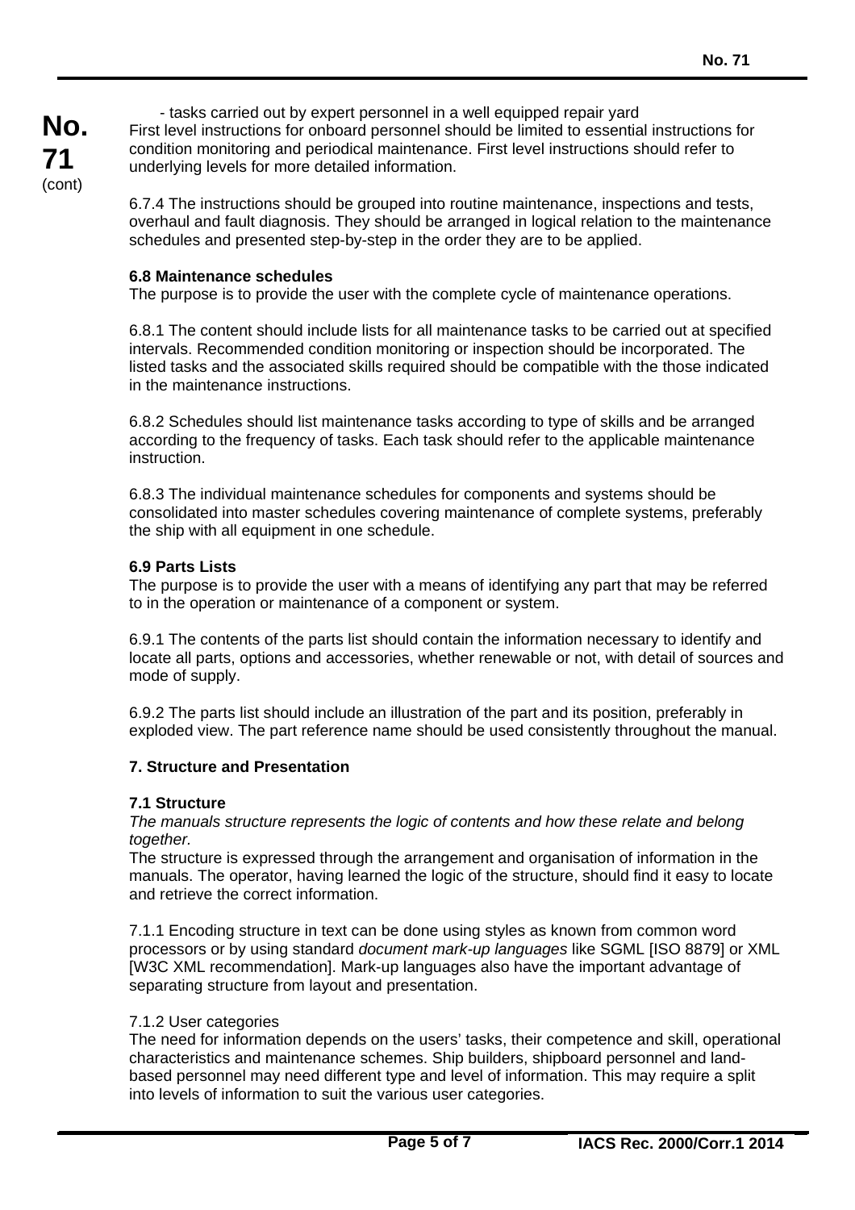- tasks carried out by expert personnel in a well equipped repair yard

First level instructions for onboard personnel should be limited to essential instructions for condition monitoring and periodical maintenance. First level instructions should refer to underlying levels for more detailed information.

6.7.4 The instructions should be grouped into routine maintenance, inspections and tests, overhaul and fault diagnosis. They should be arranged in logical relation to the maintenance schedules and presented step-by-step in the order they are to be applied.

**6.8 Maintenance schedules**

The purpose is to provide the user with the complete cycle of maintenance operations.

6.8.1 The content should include lists for all maintenance tasks to be carried out at specified intervals. Recommended condition monitoring or inspection should be incorporated. The listed tasks and the associated skills required should be compatible with the those indicated in the maintenance instructions.

6.8.2 Schedules should list maintenance tasks according to type of skills and be arranged according to the frequency of tasks. Each task should refer to the applicable maintenance instruction.

6.8.3 The individual maintenance schedules for components and systems should be consolidated into master schedules covering maintenance of complete systems, preferably the ship with all equipment in one schedule.

**6.9 Parts Lists**

The purpose is to provide the user with a means of identifying any part that may be referred to in the operation or maintenance of a component or system.

6.9.1 The contents of the parts list should contain the information necessary to identify and locate all parts, options and accessories, whether renewable or not, with detail of sources and mode of supply.

6.9.2 The parts list should include an illustration of the part and its position, preferably in exploded view. The part reference name should be used consistently throughout the manual.

**7. Structure and Presentation**

**7.1 Structure**

*The manuals structure represents the logic of contents and how these relate and belong together.*

The structure is expressed through the arrangement and organisation of information in the manuals. The operator, having learned the logic of the structure, should find it easy to locate and retrieve the correct information.

7.1.1 Encoding structure in text can be done using styles as known from common word processors or by using standard *document mark-up languages* like SGML [ISO 8879] or XML [W3C XML recommendation]. Mark-up languages also have the important advantage of separating structure from layout and presentation.

7.1.2 User categories

The need for information depends on the users' tasks, their competence and skill, operational characteristics and maintenance schemes. Ship builders, shipboard personnel and land-based personnel may need different type and level of information. This may require a split into levels of information to suit the various user categories.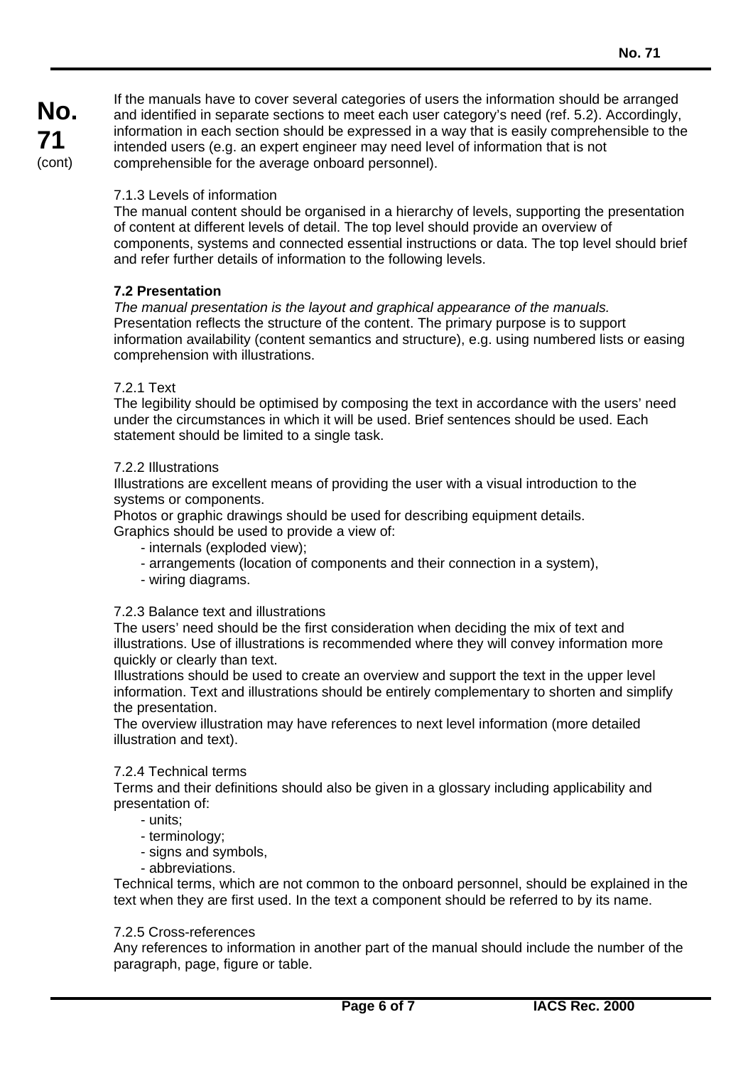If the manuals have to cover several categories of users the information should be arranged and identified in separate sections to meet each user category's need (ref. 5.2). Accordingly, information in each section should be expressed in a way that is easily comprehensible to the intended users (e.g. an expert engineer may need level of information that is not comprehensible for the average onboard personnel).

7.1.3 Levels of information

The manual content should be organised in a hierarchy of levels, supporting the presentation of content at different levels of detail. The top level should provide an overview of components, systems and connected essential instructions or data. The top level should brief and refer further details of information to the following levels.

**7.2 Presentation**

*The manual presentation is the layout and graphical appearance of the manuals.*
Presentation reflects the structure of the content. The primary purpose is to support information availability (content semantics and structure), e.g. using numbered lists or easing comprehension with illustrations.

7.2.1 Text

The legibility should be optimised by composing the text in accordance with the users' need under the circumstances in which it will be used. Brief sentences should be used. Each statement should be limited to a single task.

7.2.2 Illustrations

Illustrations are excellent means of providing the user with a visual introduction to the systems or components.
Photos or graphic drawings should be used for describing equipment details.
Graphics should be used to provide a view of:

- internals (exploded view);
- arrangements (location of components and their connection in a system),
- wiring diagrams.

7.2.3 Balance text and illustrations

The users' need should be the first consideration when deciding the mix of text and illustrations. Use of illustrations is recommended where they will convey information more quickly or clearly than text.
Illustrations should be used to create an overview and support the text in the upper level information. Text and illustrations should be entirely complementary to shorten and simplify the presentation.
The overview illustration may have references to next level information (more detailed illustration and text).

7.2.4 Technical terms

Terms and their definitions should also be given in a glossary including applicability and presentation of:

- units;
- terminology;
- signs and symbols,
- abbreviations.

Technical terms, which are not common to the onboard personnel, should be explained in the text when they are first used. In the text a component should be referred to by its name.

7.2.5 Cross-references

Any references to information in another part of the manual should include the number of the paragraph, page, figure or table.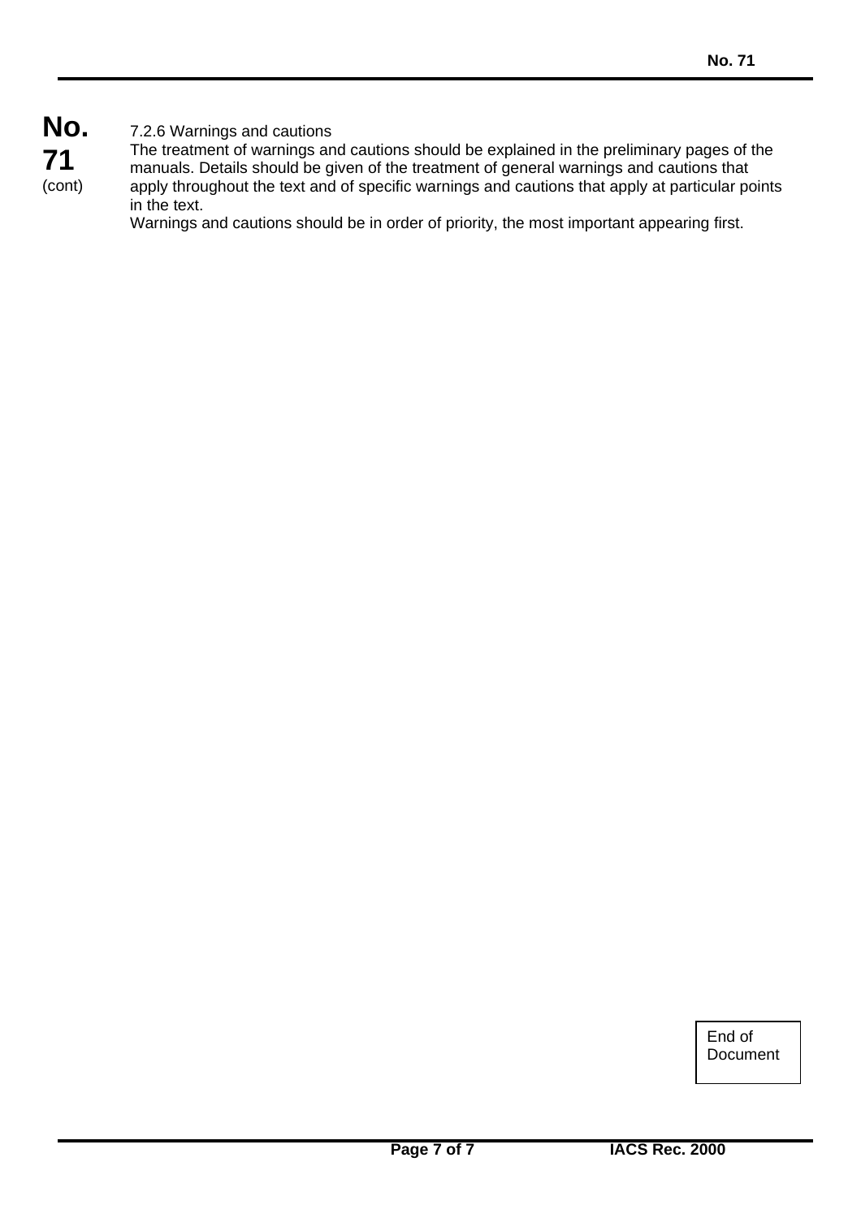7.2.6 Warnings and cautions

The treatment of warnings and cautions should be explained in the preliminary pages of the manuals. Details should be given of the treatment of general warnings and cautions that apply throughout the text and of specific warnings and cautions that apply at particular points in the text.

Warnings and cautions should be in order of priority, the most important appearing first.

End of Document